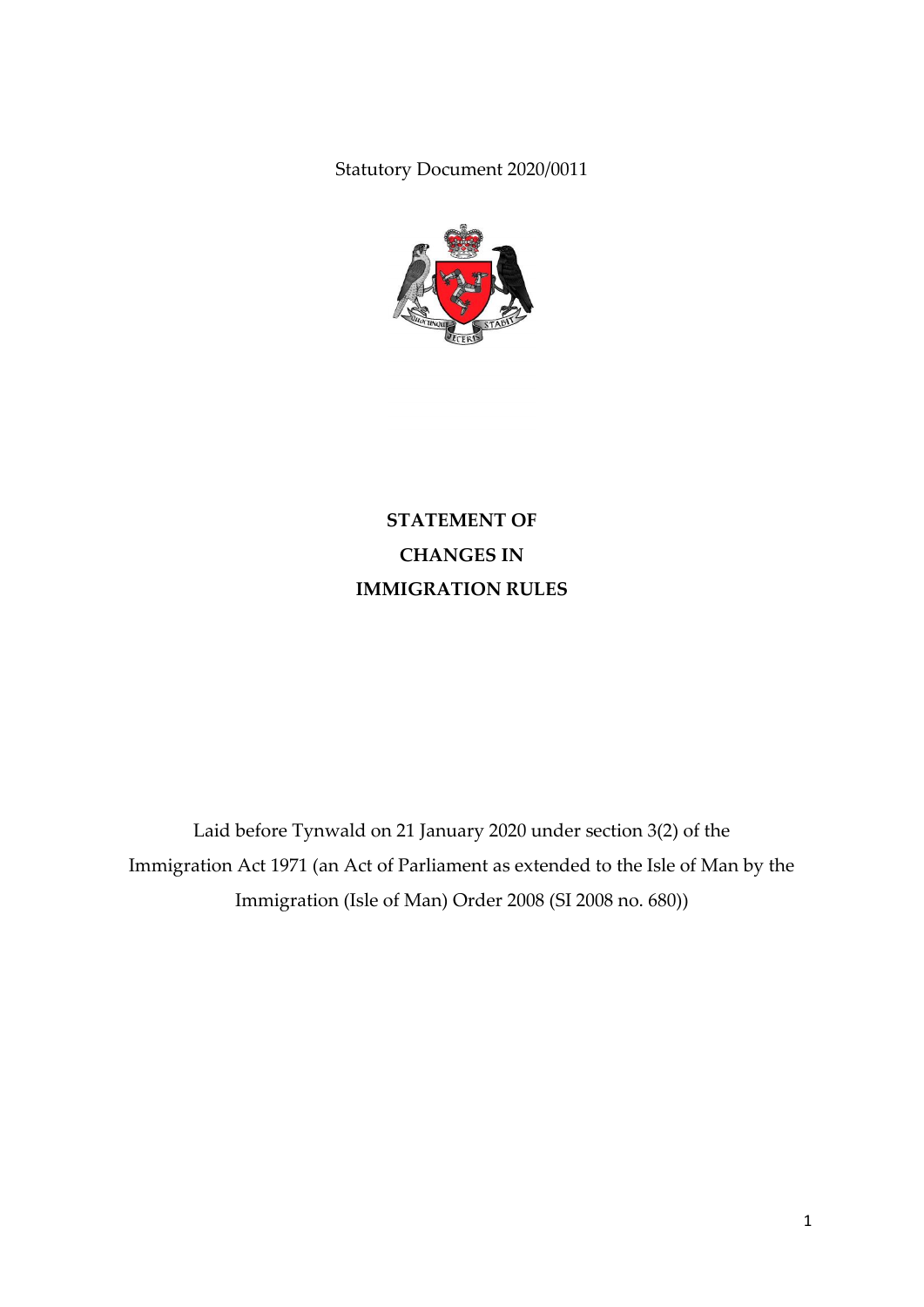Statutory Document 2020/0011

# STATEMENT OF CHANGES IN IMMIGRATION RULES

Laid before Tynwald on 21 January 2020 under section 3(2) of the Immigration Act 1971 (an Act of Parliament as extended to the Isle of Man by the Immigration (Isle of Man) Order 2008 (SI 2008 no. 680))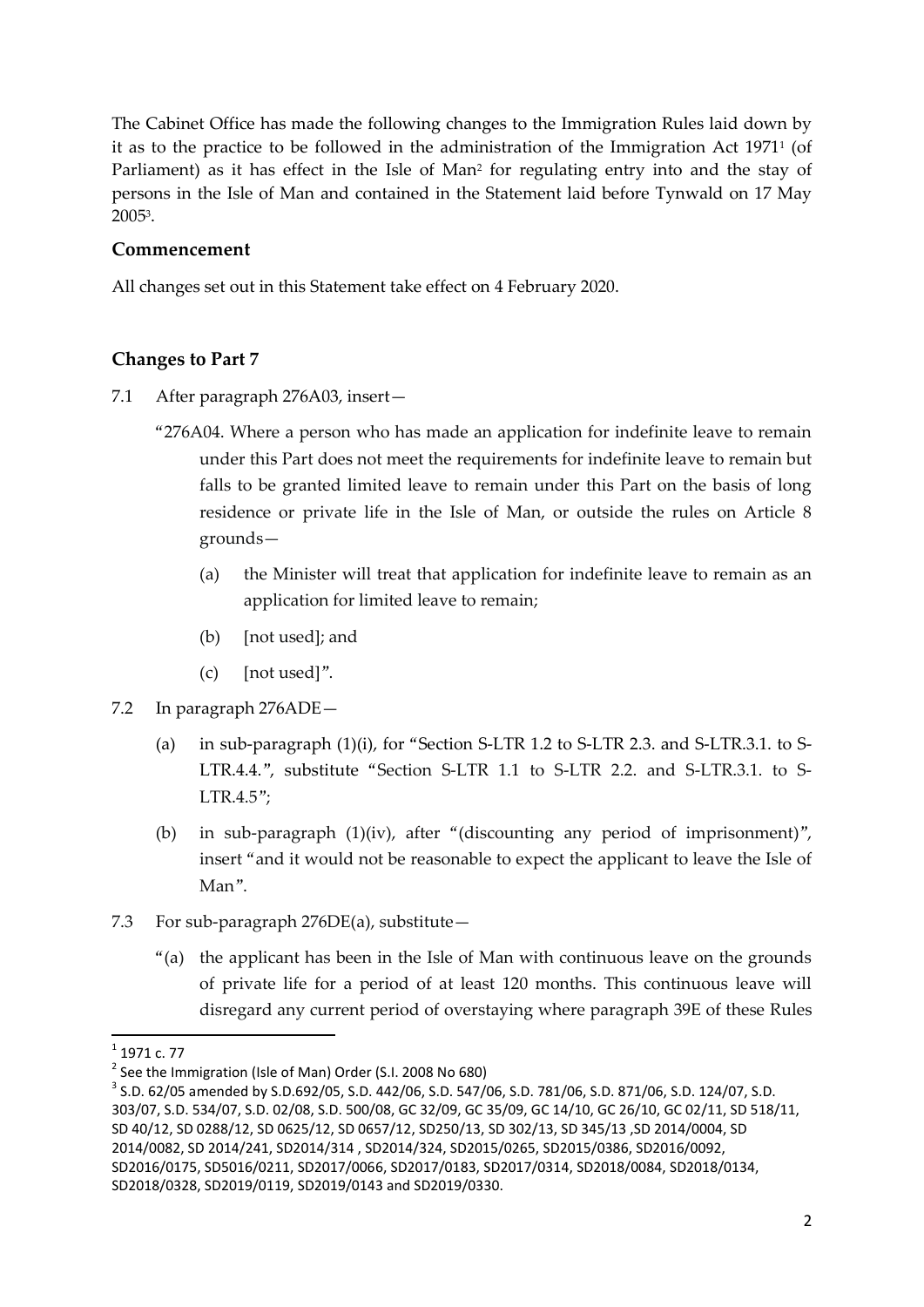The Cabinet Office has made the following changes to the Immigration Rules laid down by it as to the practice to be followed in the administration of the Immigration Act 1971[1] (of Parliament) as it has effect in the Isle of Man[2] for regulating entry into and the stay of persons in the Isle of Man and contained in the Statement laid before Tynwald on 17 May 2005[3].

## Commencement

All changes set out in this Statement take effect on 4 February 2020.

## Changes to Part 7

7.1 After paragraph 276A03, insert—

"276A04. Where a person who has made an application for indefinite leave to remain under this Part does not meet the requirements for indefinite leave to remain but falls to be granted limited leave to remain under this Part on the basis of long residence or private life in the Isle of Man, or outside the rules on Article 8 grounds—

(a) the Minister will treat that application for indefinite leave to remain as an application for limited leave to remain;

(b) [not used]; and

(c) [not used]".

7.2 In paragraph 276ADE—

(a) in sub-paragraph (1)(i), for "Section S-LTR 1.2 to S-LTR 2.3. and S-LTR.3.1. to S-LTR.4.4.", substitute "Section S-LTR 1.1 to S-LTR 2.2. and S-LTR.3.1. to S-LTR.4.5";

(b) in sub-paragraph (1)(iv), after "(discounting any period of imprisonment)", insert "and it would not be reasonable to expect the applicant to leave the Isle of Man".

7.3 For sub-paragraph 276DE(a), substitute—

"(a) the applicant has been in the Isle of Man with continuous leave on the grounds of private life for a period of at least 120 months. This continuous leave will disregard any current period of overstaying where paragraph 39E of these Rules

---

[1] 1971 c. 77

[2] See the Immigration (Isle of Man) Order (S.I. 2008 No 680)

[3] S.D. 62/05 amended by S.D.692/05, S.D. 442/06, S.D. 547/06, S.D. 781/06, S.D. 871/06, S.D. 124/07, S.D. 303/07, S.D. 534/07, S.D. 02/08, S.D. 500/08, GC 32/09, GC 35/09, GC 14/10, GC 26/10, GC 02/11, SD 518/11, SD 40/12, SD 0288/12, SD 0625/12, SD 0657/12, SD250/13, SD 302/13, SD 345/13 ,SD 2014/0004, SD 2014/0082, SD 2014/241, SD2014/314 , SD2014/324, SD2015/0265, SD2015/0386, SD2016/0092, SD2016/0175, SD5016/0211, SD2017/0066, SD2017/0183, SD2017/0314, SD2018/0084, SD2018/0134, SD2018/0328, SD2019/0119, SD2019/0143 and SD2019/0330.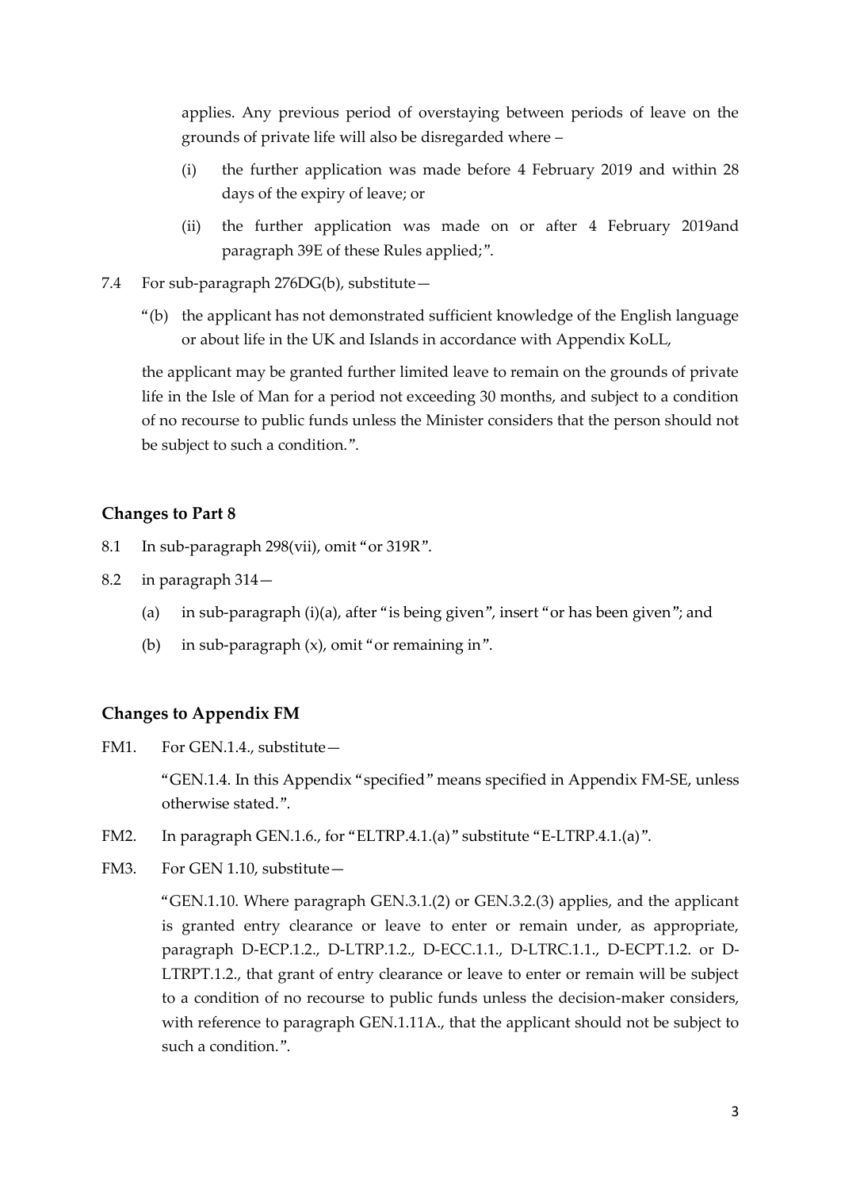applies. Any previous period of overstaying between periods of leave on the grounds of private life will also be disregarded where –

(i) the further application was made before 4 February 2019 and within 28 days of the expiry of leave; or

(ii) the further application was made on or after 4 February 2019and paragraph 39E of these Rules applied;".

7.4 For sub-paragraph 276DG(b), substitute—

"(b) the applicant has not demonstrated sufficient knowledge of the English language or about life in the UK and Islands in accordance with Appendix KoLL,

the applicant may be granted further limited leave to remain on the grounds of private life in the Isle of Man for a period not exceeding 30 months, and subject to a condition of no recourse to public funds unless the Minister considers that the person should not be subject to such a condition.".

## Changes to Part 8

8.1 In sub-paragraph 298(vii), omit "or 319R".

8.2 in paragraph 314—

(a) in sub-paragraph (i)(a), after "is being given", insert "or has been given"; and

(b) in sub-paragraph (x), omit "or remaining in".

## Changes to Appendix FM

FM1. For GEN.1.4., substitute—

"GEN.1.4. In this Appendix "specified" means specified in Appendix FM-SE, unless otherwise stated.".

FM2. In paragraph GEN.1.6., for "ELTRP.4.1.(a)" substitute "E-LTRP.4.1.(a)".

FM3. For GEN 1.10, substitute—

"GEN.1.10. Where paragraph GEN.3.1.(2) or GEN.3.2.(3) applies, and the applicant is granted entry clearance or leave to enter or remain under, as appropriate, paragraph D-ECP.1.2., D-LTRP.1.2., D-ECC.1.1., D-LTRC.1.1., D-ECPT.1.2. or D-LTRPT.1.2., that grant of entry clearance or leave to enter or remain will be subject to a condition of no recourse to public funds unless the decision-maker considers, with reference to paragraph GEN.1.11A., that the applicant should not be subject to such a condition.".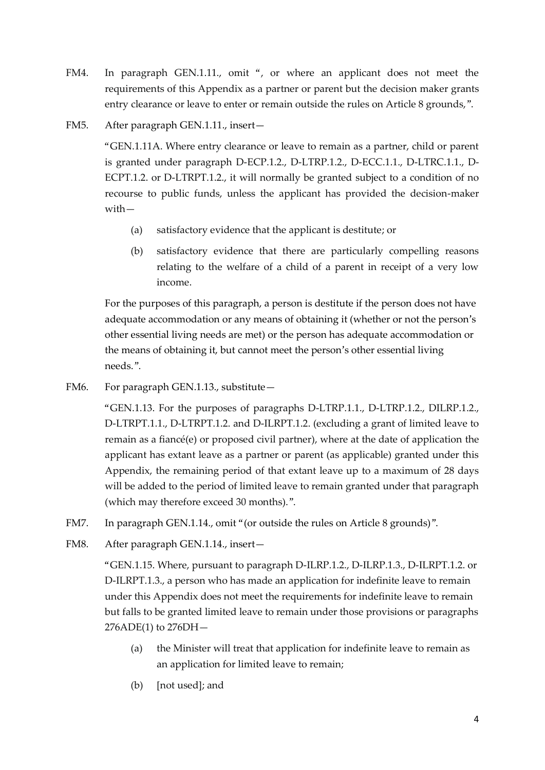FM4. In paragraph GEN.1.11., omit ", or where an applicant does not meet the requirements of this Appendix as a partner or parent but the decision maker grants entry clearance or leave to enter or remain outside the rules on Article 8 grounds,".

FM5. After paragraph GEN.1.11., insert—

"GEN.1.11A. Where entry clearance or leave to remain as a partner, child or parent is granted under paragraph D-ECP.1.2., D-LTRP.1.2., D-ECC.1.1., D-LTRC.1.1., D-ECPT.1.2. or D-LTRPT.1.2., it will normally be granted subject to a condition of no recourse to public funds, unless the applicant has provided the decision-maker with—

(a) satisfactory evidence that the applicant is destitute; or

(b) satisfactory evidence that there are particularly compelling reasons relating to the welfare of a child of a parent in receipt of a very low income.

For the purposes of this paragraph, a person is destitute if the person does not have adequate accommodation or any means of obtaining it (whether or not the person's other essential living needs are met) or the person has adequate accommodation or the means of obtaining it, but cannot meet the person's other essential living needs.".

FM6. For paragraph GEN.1.13., substitute—

"GEN.1.13. For the purposes of paragraphs D-LTRP.1.1., D-LTRP.1.2., DILRP.1.2., D-LTRPT.1.1., D-LTRPT.1.2. and D-ILRPT.1.2. (excluding a grant of limited leave to remain as a fiancé(e) or proposed civil partner), where at the date of application the applicant has extant leave as a partner or parent (as applicable) granted under this Appendix, the remaining period of that extant leave up to a maximum of 28 days will be added to the period of limited leave to remain granted under that paragraph (which may therefore exceed 30 months).".

FM7. In paragraph GEN.1.14., omit "(or outside the rules on Article 8 grounds)".

FM8. After paragraph GEN.1.14., insert—

"GEN.1.15. Where, pursuant to paragraph D-ILRP.1.2., D-ILRP.1.3., D-ILRPT.1.2. or D-ILRPT.1.3., a person who has made an application for indefinite leave to remain under this Appendix does not meet the requirements for indefinite leave to remain but falls to be granted limited leave to remain under those provisions or paragraphs 276ADE(1) to 276DH—

(a) the Minister will treat that application for indefinite leave to remain as an application for limited leave to remain;

(b) [not used]; and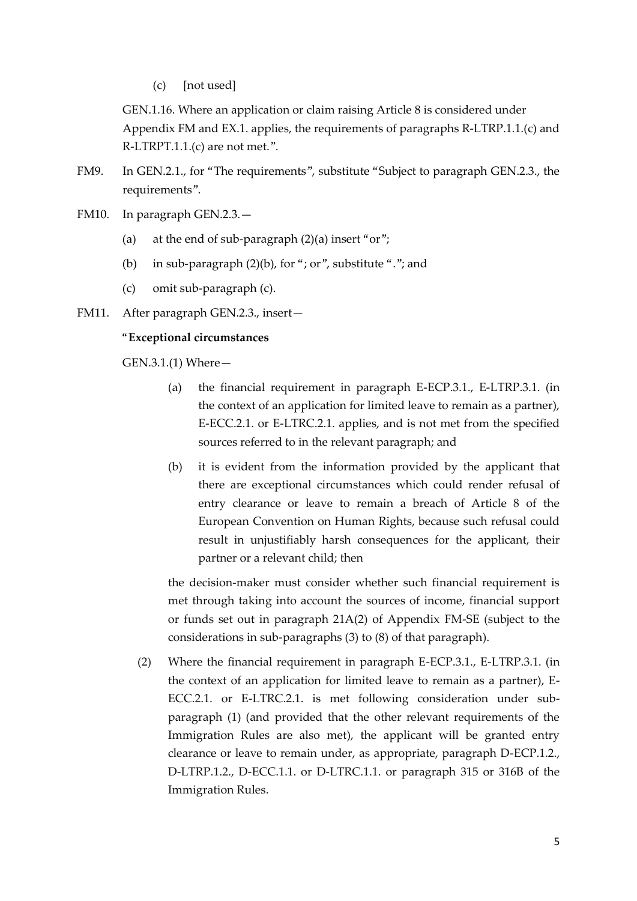(c) [not used]

GEN.1.16. Where an application or claim raising Article 8 is considered under Appendix FM and EX.1. applies, the requirements of paragraphs R-LTRP.1.1.(c) and R-LTRPT.1.1.(c) are not met.".

FM9. In GEN.2.1., for "The requirements", substitute "Subject to paragraph GEN.2.3., the requirements".

FM10. In paragraph GEN.2.3.—

(a) at the end of sub-paragraph (2)(a) insert "or";

(b) in sub-paragraph (2)(b), for "; or", substitute "."; and

(c) omit sub-paragraph (c).

FM11. After paragraph GEN.2.3., insert—

"**Exceptional circumstances**

GEN.3.1.(1) Where—

(a) the financial requirement in paragraph E-ECP.3.1., E-LTRP.3.1. (in the context of an application for limited leave to remain as a partner), E-ECC.2.1. or E-LTRC.2.1. applies, and is not met from the specified sources referred to in the relevant paragraph; and

(b) it is evident from the information provided by the applicant that there are exceptional circumstances which could render refusal of entry clearance or leave to remain a breach of Article 8 of the European Convention on Human Rights, because such refusal could result in unjustifiably harsh consequences for the applicant, their partner or a relevant child; then

the decision-maker must consider whether such financial requirement is met through taking into account the sources of income, financial support or funds set out in paragraph 21A(2) of Appendix FM-SE (subject to the considerations in sub-paragraphs (3) to (8) of that paragraph).

(2) Where the financial requirement in paragraph E-ECP.3.1., E-LTRP.3.1. (in the context of an application for limited leave to remain as a partner), E-ECC.2.1. or E-LTRC.2.1. is met following consideration under sub-paragraph (1) (and provided that the other relevant requirements of the Immigration Rules are also met), the applicant will be granted entry clearance or leave to remain under, as appropriate, paragraph D-ECP.1.2., D-LTRP.1.2., D-ECC.1.1. or D-LTRC.1.1. or paragraph 315 or 316B of the Immigration Rules.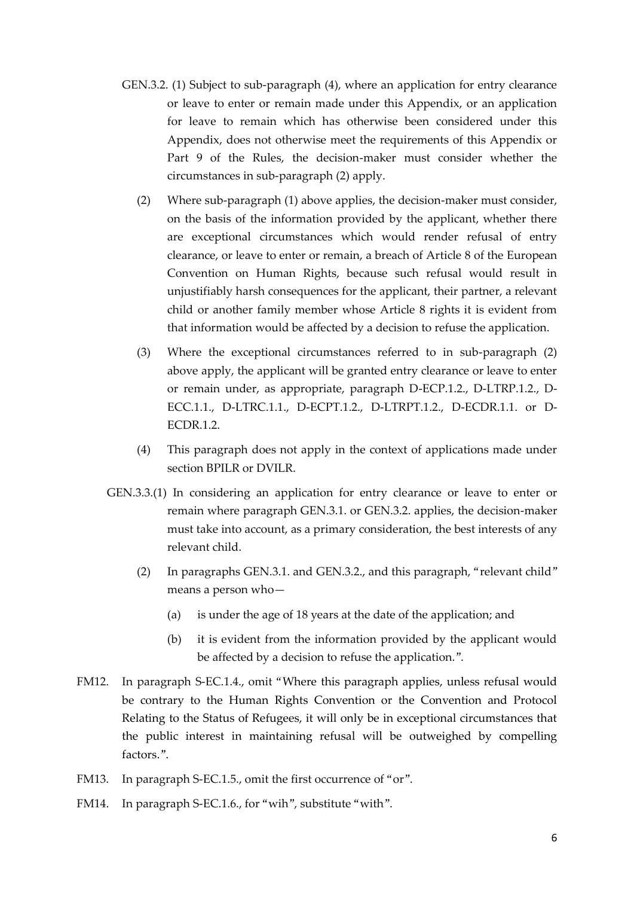GEN.3.2. (1) Subject to sub-paragraph (4), where an application for entry clearance or leave to enter or remain made under this Appendix, or an application for leave to remain which has otherwise been considered under this Appendix, does not otherwise meet the requirements of this Appendix or Part 9 of the Rules, the decision-maker must consider whether the circumstances in sub-paragraph (2) apply.

(2) Where sub-paragraph (1) above applies, the decision-maker must consider, on the basis of the information provided by the applicant, whether there are exceptional circumstances which would render refusal of entry clearance, or leave to enter or remain, a breach of Article 8 of the European Convention on Human Rights, because such refusal would result in unjustifiably harsh consequences for the applicant, their partner, a relevant child or another family member whose Article 8 rights it is evident from that information would be affected by a decision to refuse the application.

(3) Where the exceptional circumstances referred to in sub-paragraph (2) above apply, the applicant will be granted entry clearance or leave to enter or remain under, as appropriate, paragraph D-ECP.1.2., D-LTRP.1.2., D-ECC.1.1., D-LTRC.1.1., D-ECPT.1.2., D-LTRPT.1.2., D-ECDR.1.1. or D-ECDR.1.2.

(4) This paragraph does not apply in the context of applications made under section BPILR or DVILR.

GEN.3.3.(1) In considering an application for entry clearance or leave to enter or remain where paragraph GEN.3.1. or GEN.3.2. applies, the decision-maker must take into account, as a primary consideration, the best interests of any relevant child.

(2) In paragraphs GEN.3.1. and GEN.3.2., and this paragraph, "relevant child" means a person who—

(a) is under the age of 18 years at the date of the application; and

(b) it is evident from the information provided by the applicant would be affected by a decision to refuse the application.".

FM12. In paragraph S-EC.1.4., omit "Where this paragraph applies, unless refusal would be contrary to the Human Rights Convention or the Convention and Protocol Relating to the Status of Refugees, it will only be in exceptional circumstances that the public interest in maintaining refusal will be outweighed by compelling factors.".

FM13. In paragraph S-EC.1.5., omit the first occurrence of "or".

FM14. In paragraph S-EC.1.6., for "wih", substitute "with".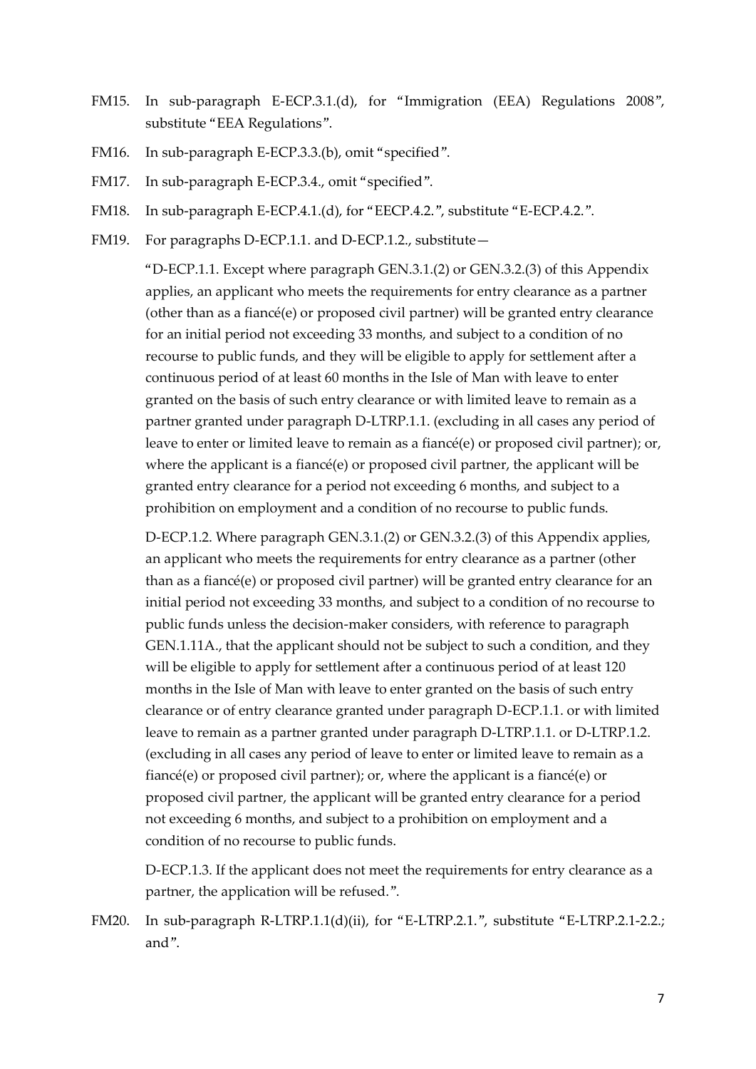FM15. In sub-paragraph E-ECP.3.1.(d), for "Immigration (EEA) Regulations 2008", substitute "EEA Regulations".

FM16. In sub-paragraph E-ECP.3.3.(b), omit "specified".

FM17. In sub-paragraph E-ECP.3.4., omit "specified".

FM18. In sub-paragraph E-ECP.4.1.(d), for "EECP.4.2.", substitute "E-ECP.4.2.".

FM19. For paragraphs D-ECP.1.1. and D-ECP.1.2., substitute—

"D-ECP.1.1. Except where paragraph GEN.3.1.(2) or GEN.3.2.(3) of this Appendix applies, an applicant who meets the requirements for entry clearance as a partner (other than as a fiancé(e) or proposed civil partner) will be granted entry clearance for an initial period not exceeding 33 months, and subject to a condition of no recourse to public funds, and they will be eligible to apply for settlement after a continuous period of at least 60 months in the Isle of Man with leave to enter granted on the basis of such entry clearance or with limited leave to remain as a partner granted under paragraph D-LTRP.1.1. (excluding in all cases any period of leave to enter or limited leave to remain as a fiancé(e) or proposed civil partner); or, where the applicant is a fiancé(e) or proposed civil partner, the applicant will be granted entry clearance for a period not exceeding 6 months, and subject to a prohibition on employment and a condition of no recourse to public funds.

D-ECP.1.2. Where paragraph GEN.3.1.(2) or GEN.3.2.(3) of this Appendix applies, an applicant who meets the requirements for entry clearance as a partner (other than as a fiancé(e) or proposed civil partner) will be granted entry clearance for an initial period not exceeding 33 months, and subject to a condition of no recourse to public funds unless the decision-maker considers, with reference to paragraph GEN.1.11A., that the applicant should not be subject to such a condition, and they will be eligible to apply for settlement after a continuous period of at least 120 months in the Isle of Man with leave to enter granted on the basis of such entry clearance or of entry clearance granted under paragraph D-ECP.1.1. or with limited leave to remain as a partner granted under paragraph D-LTRP.1.1. or D-LTRP.1.2. (excluding in all cases any period of leave to enter or limited leave to remain as a fiancé(e) or proposed civil partner); or, where the applicant is a fiancé(e) or proposed civil partner, the applicant will be granted entry clearance for a period not exceeding 6 months, and subject to a prohibition on employment and a condition of no recourse to public funds.

D-ECP.1.3. If the applicant does not meet the requirements for entry clearance as a partner, the application will be refused.".

FM20. In sub-paragraph R-LTRP.1.1(d)(ii), for "E-LTRP.2.1.", substitute "E-LTRP.2.1-2.2.; and".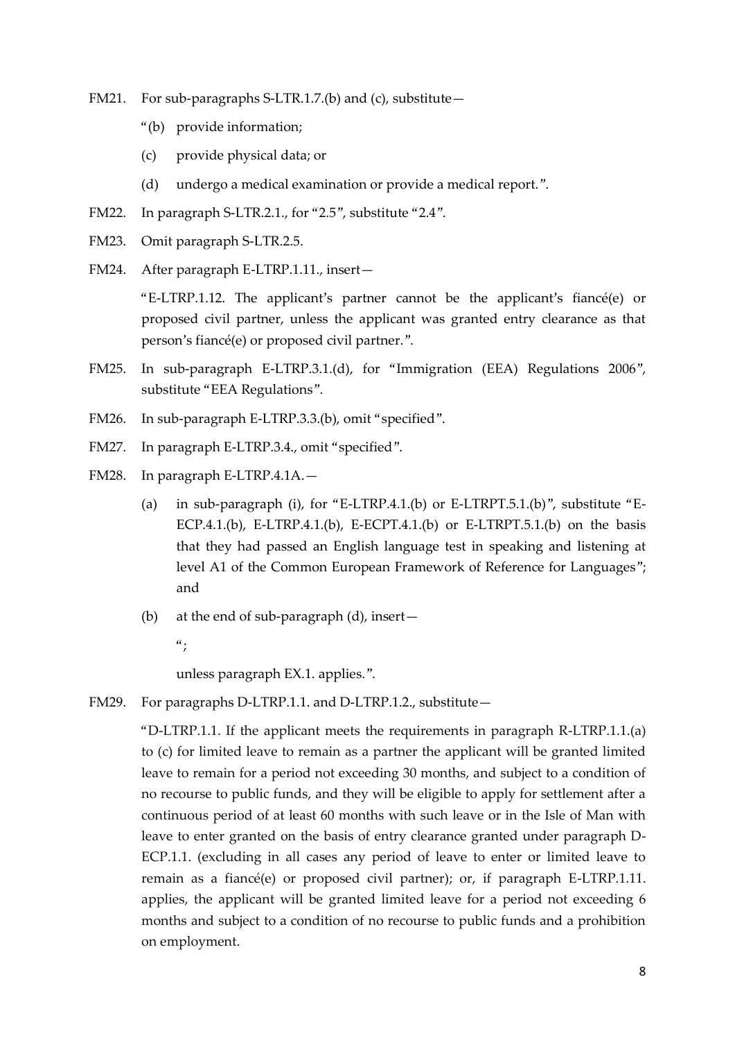FM21. For sub-paragraphs S-LTR.1.7.(b) and (c), substitute—

"(b) provide information;

(c) provide physical data; or

(d) undergo a medical examination or provide a medical report.".

FM22. In paragraph S-LTR.2.1., for "2.5", substitute "2.4".

FM23. Omit paragraph S-LTR.2.5.

FM24. After paragraph E-LTRP.1.11., insert—

"E-LTRP.1.12. The applicant's partner cannot be the applicant's fiancé(e) or proposed civil partner, unless the applicant was granted entry clearance as that person's fiancé(e) or proposed civil partner.".

FM25. In sub-paragraph E-LTRP.3.1.(d), for "Immigration (EEA) Regulations 2006", substitute "EEA Regulations".

FM26. In sub-paragraph E-LTRP.3.3.(b), omit "specified".

FM27. In paragraph E-LTRP.3.4., omit "specified".

FM28. In paragraph E-LTRP.4.1A.—

(a) in sub-paragraph (i), for "E-LTRP.4.1.(b) or E-LTRPT.5.1.(b)", substitute "E-ECP.4.1.(b), E-LTRP.4.1.(b), E-ECPT.4.1.(b) or E-LTRPT.5.1.(b) on the basis that they had passed an English language test in speaking and listening at level A1 of the Common European Framework of Reference for Languages"; and

(b) at the end of sub-paragraph (d), insert—

";

unless paragraph EX.1. applies.".

FM29. For paragraphs D-LTRP.1.1. and D-LTRP.1.2., substitute—

"D-LTRP.1.1. If the applicant meets the requirements in paragraph R-LTRP.1.1.(a) to (c) for limited leave to remain as a partner the applicant will be granted limited leave to remain for a period not exceeding 30 months, and subject to a condition of no recourse to public funds, and they will be eligible to apply for settlement after a continuous period of at least 60 months with such leave or in the Isle of Man with leave to enter granted on the basis of entry clearance granted under paragraph D-ECP.1.1. (excluding in all cases any period of leave to enter or limited leave to remain as a fiancé(e) or proposed civil partner); or, if paragraph E-LTRP.1.11. applies, the applicant will be granted limited leave for a period not exceeding 6 months and subject to a condition of no recourse to public funds and a prohibition on employment.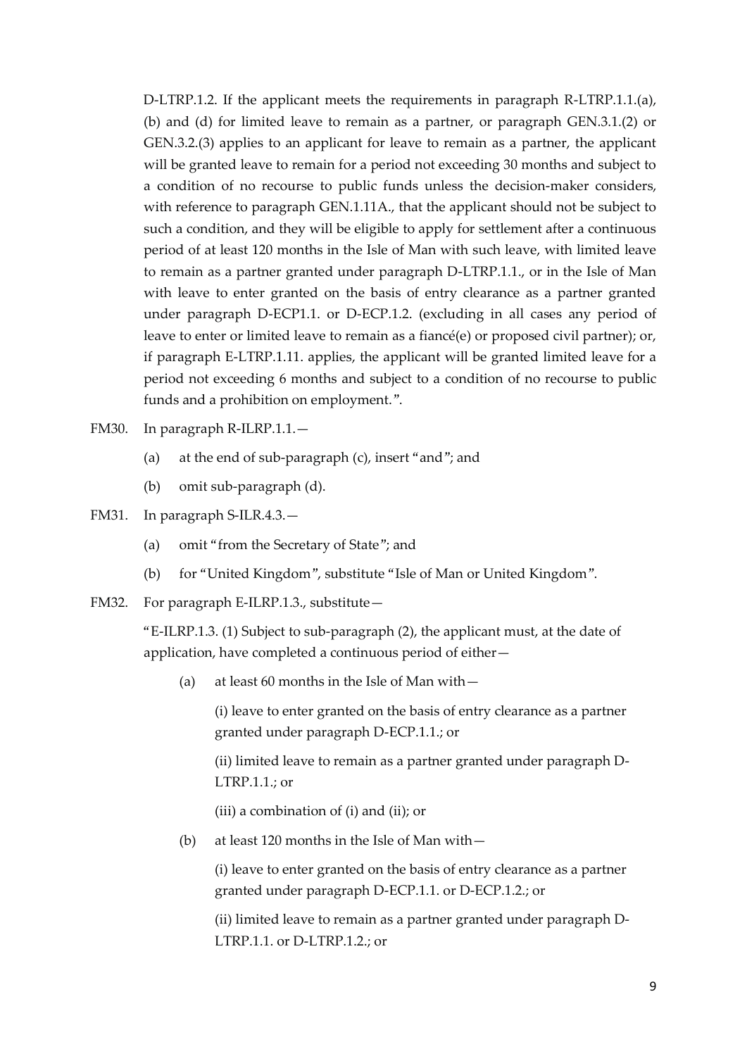D-LTRP.1.2. If the applicant meets the requirements in paragraph R-LTRP.1.1.(a), (b) and (d) for limited leave to remain as a partner, or paragraph GEN.3.1.(2) or GEN.3.2.(3) applies to an applicant for leave to remain as a partner, the applicant will be granted leave to remain for a period not exceeding 30 months and subject to a condition of no recourse to public funds unless the decision-maker considers, with reference to paragraph GEN.1.11A., that the applicant should not be subject to such a condition, and they will be eligible to apply for settlement after a continuous period of at least 120 months in the Isle of Man with such leave, with limited leave to remain as a partner granted under paragraph D-LTRP.1.1., or in the Isle of Man with leave to enter granted on the basis of entry clearance as a partner granted under paragraph D-ECP1.1. or D-ECP.1.2. (excluding in all cases any period of leave to enter or limited leave to remain as a fiancé(e) or proposed civil partner); or, if paragraph E-LTRP.1.11. applies, the applicant will be granted limited leave for a period not exceeding 6 months and subject to a condition of no recourse to public funds and a prohibition on employment.".

FM30. In paragraph R-ILRP.1.1.—

(a) at the end of sub-paragraph (c), insert "and"; and

(b) omit sub-paragraph (d).

FM31. In paragraph S-ILR.4.3.—

(a) omit "from the Secretary of State"; and

(b) for "United Kingdom", substitute "Isle of Man or United Kingdom".

FM32. For paragraph E-ILRP.1.3., substitute—

"E-ILRP.1.3. (1) Subject to sub-paragraph (2), the applicant must, at the date of application, have completed a continuous period of either—

(a) at least 60 months in the Isle of Man with—

(i) leave to enter granted on the basis of entry clearance as a partner granted under paragraph D-ECP.1.1.; or

(ii) limited leave to remain as a partner granted under paragraph D-LTRP.1.1.; or

(iii) a combination of (i) and (ii); or

(b) at least 120 months in the Isle of Man with—

(i) leave to enter granted on the basis of entry clearance as a partner granted under paragraph D-ECP.1.1. or D-ECP.1.2.; or

(ii) limited leave to remain as a partner granted under paragraph D-LTRP.1.1. or D-LTRP.1.2.; or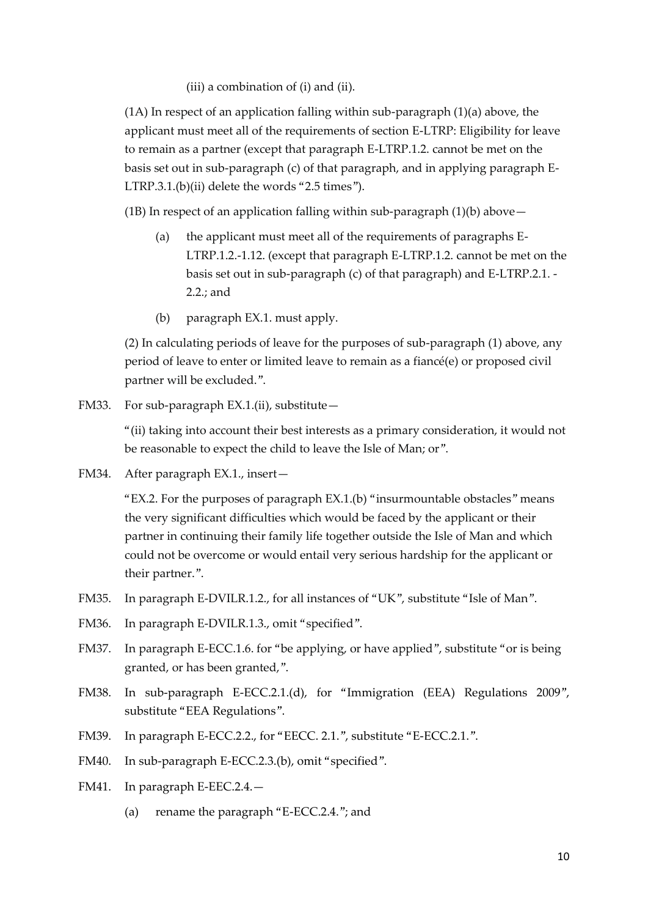(iii) a combination of (i) and (ii).

(1A) In respect of an application falling within sub-paragraph (1)(a) above, the applicant must meet all of the requirements of section E-LTRP: Eligibility for leave to remain as a partner (except that paragraph E-LTRP.1.2. cannot be met on the basis set out in sub-paragraph (c) of that paragraph, and in applying paragraph E-LTRP.3.1.(b)(ii) delete the words "2.5 times").

(1B) In respect of an application falling within sub-paragraph (1)(b) above—

(a) the applicant must meet all of the requirements of paragraphs E-LTRP.1.2.-1.12. (except that paragraph E-LTRP.1.2. cannot be met on the basis set out in sub-paragraph (c) of that paragraph) and E-LTRP.2.1. - 2.2.; and

(b) paragraph EX.1. must apply.

(2) In calculating periods of leave for the purposes of sub-paragraph (1) above, any period of leave to enter or limited leave to remain as a fiancé(e) or proposed civil partner will be excluded.".

FM33. For sub-paragraph EX.1.(ii), substitute—

"(ii) taking into account their best interests as a primary consideration, it would not be reasonable to expect the child to leave the Isle of Man; or".

FM34. After paragraph EX.1., insert—

"EX.2. For the purposes of paragraph EX.1.(b) "insurmountable obstacles" means the very significant difficulties which would be faced by the applicant or their partner in continuing their family life together outside the Isle of Man and which could not be overcome or would entail very serious hardship for the applicant or their partner.".

FM35. In paragraph E-DVILR.1.2., for all instances of "UK", substitute "Isle of Man".

FM36. In paragraph E-DVILR.1.3., omit "specified".

FM37. In paragraph E-ECC.1.6. for "be applying, or have applied", substitute "or is being granted, or has been granted,".

FM38. In sub-paragraph E-ECC.2.1.(d), for "Immigration (EEA) Regulations 2009", substitute "EEA Regulations".

FM39. In paragraph E-ECC.2.2., for "EECC. 2.1.", substitute "E-ECC.2.1.".

FM40. In sub-paragraph E-ECC.2.3.(b), omit "specified".

FM41. In paragraph E-EEC.2.4.—

(a) rename the paragraph "E-ECC.2.4."; and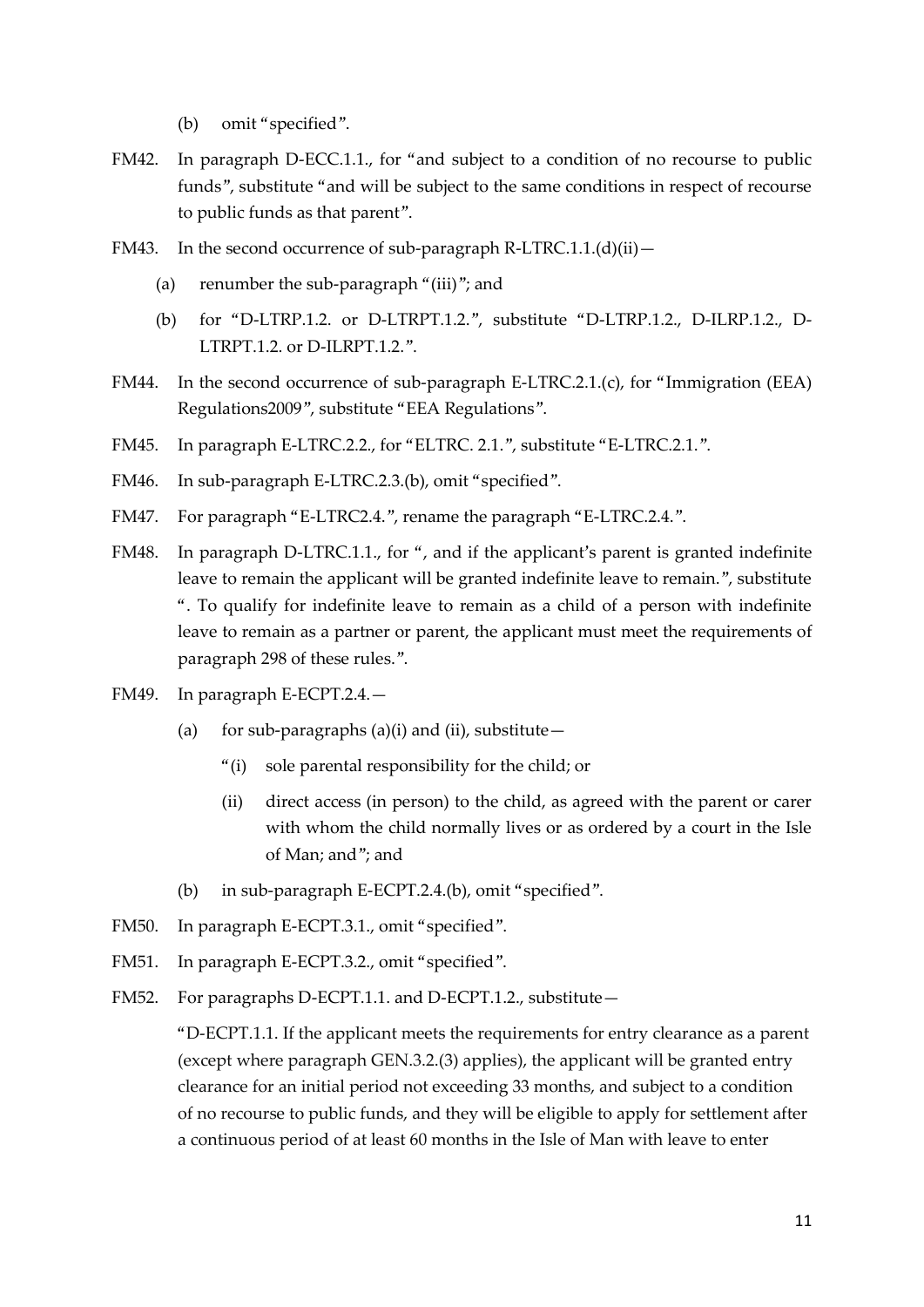(b) omit "specified".

FM42. In paragraph D-ECC.1.1., for "and subject to a condition of no recourse to public funds", substitute "and will be subject to the same conditions in respect of recourse to public funds as that parent".

FM43. In the second occurrence of sub-paragraph R-LTRC.1.1.(d)(ii)—

(a) renumber the sub-paragraph "(iii)"; and

(b) for "D-LTRP.1.2. or D-LTRPT.1.2.", substitute "D-LTRP.1.2., D-ILRP.1.2., D-LTRPT.1.2. or D-ILRPT.1.2.".

FM44. In the second occurrence of sub-paragraph E-LTRC.2.1.(c), for "Immigration (EEA) Regulations2009", substitute "EEA Regulations".

FM45. In paragraph E-LTRC.2.2., for "ELTRC. 2.1.", substitute "E-LTRC.2.1.".

FM46. In sub-paragraph E-LTRC.2.3.(b), omit "specified".

FM47. For paragraph "E-LTRC2.4.", rename the paragraph "E-LTRC.2.4.".

FM48. In paragraph D-LTRC.1.1., for ", and if the applicant's parent is granted indefinite leave to remain the applicant will be granted indefinite leave to remain.", substitute ". To qualify for indefinite leave to remain as a child of a person with indefinite leave to remain as a partner or parent, the applicant must meet the requirements of paragraph 298 of these rules.".

FM49. In paragraph E-ECPT.2.4.—

(a) for sub-paragraphs (a)(i) and (ii), substitute—

"(i) sole parental responsibility for the child; or

(ii) direct access (in person) to the child, as agreed with the parent or carer with whom the child normally lives or as ordered by a court in the Isle of Man; and"; and

(b) in sub-paragraph E-ECPT.2.4.(b), omit "specified".

FM50. In paragraph E-ECPT.3.1., omit "specified".

FM51. In paragraph E-ECPT.3.2., omit "specified".

FM52. For paragraphs D-ECPT.1.1. and D-ECPT.1.2., substitute—

"D-ECPT.1.1. If the applicant meets the requirements for entry clearance as a parent (except where paragraph GEN.3.2.(3) applies), the applicant will be granted entry clearance for an initial period not exceeding 33 months, and subject to a condition of no recourse to public funds, and they will be eligible to apply for settlement after a continuous period of at least 60 months in the Isle of Man with leave to enter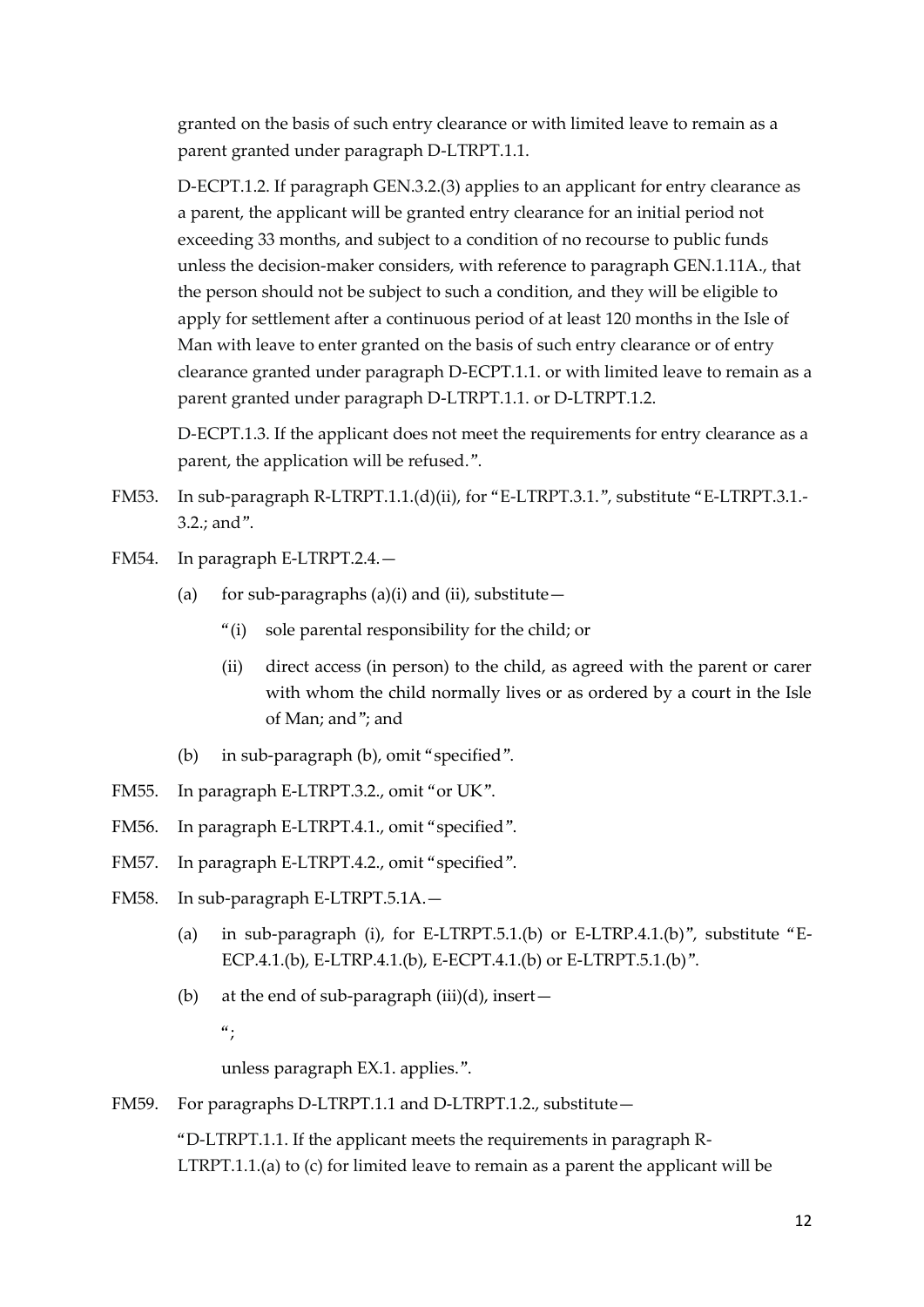granted on the basis of such entry clearance or with limited leave to remain as a parent granted under paragraph D-LTRPT.1.1.

D-ECPT.1.2. If paragraph GEN.3.2.(3) applies to an applicant for entry clearance as a parent, the applicant will be granted entry clearance for an initial period not exceeding 33 months, and subject to a condition of no recourse to public funds unless the decision-maker considers, with reference to paragraph GEN.1.11A., that the person should not be subject to such a condition, and they will be eligible to apply for settlement after a continuous period of at least 120 months in the Isle of Man with leave to enter granted on the basis of such entry clearance or of entry clearance granted under paragraph D-ECPT.1.1. or with limited leave to remain as a parent granted under paragraph D-LTRPT.1.1. or D-LTRPT.1.2.

D-ECPT.1.3. If the applicant does not meet the requirements for entry clearance as a parent, the application will be refused.".

FM53. In sub-paragraph R-LTRPT.1.1.(d)(ii), for "E-LTRPT.3.1.", substitute "E-LTRPT.3.1.-3.2.; and".

FM54. In paragraph E-LTRPT.2.4.—

(a) for sub-paragraphs (a)(i) and (ii), substitute—

"(i) sole parental responsibility for the child; or

(ii) direct access (in person) to the child, as agreed with the parent or carer with whom the child normally lives or as ordered by a court in the Isle of Man; and"; and

(b) in sub-paragraph (b), omit "specified".

FM55. In paragraph E-LTRPT.3.2., omit "or UK".

FM56. In paragraph E-LTRPT.4.1., omit "specified".

FM57. In paragraph E-LTRPT.4.2., omit "specified".

FM58. In sub-paragraph E-LTRPT.5.1A.—

(a) in sub-paragraph (i), for E-LTRPT.5.1.(b) or E-LTRP.4.1.(b)", substitute "E-ECP.4.1.(b), E-LTRP.4.1.(b), E-ECPT.4.1.(b) or E-LTRPT.5.1.(b)".

(b) at the end of sub-paragraph (iii)(d), insert—

";

unless paragraph EX.1. applies.".

FM59. For paragraphs D-LTRPT.1.1 and D-LTRPT.1.2., substitute—

"D-LTRPT.1.1. If the applicant meets the requirements in paragraph R-LTRPT.1.1.(a) to (c) for limited leave to remain as a parent the applicant will be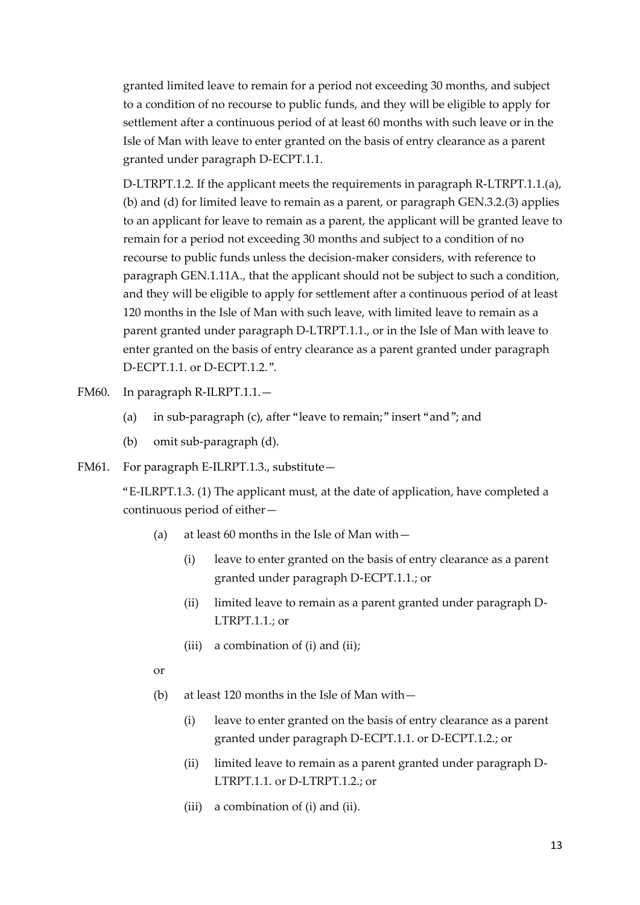granted limited leave to remain for a period not exceeding 30 months, and subject to a condition of no recourse to public funds, and they will be eligible to apply for settlement after a continuous period of at least 60 months with such leave or in the Isle of Man with leave to enter granted on the basis of entry clearance as a parent granted under paragraph D-ECPT.1.1.

D-LTRPT.1.2. If the applicant meets the requirements in paragraph R-LTRPT.1.1.(a), (b) and (d) for limited leave to remain as a parent, or paragraph GEN.3.2.(3) applies to an applicant for leave to remain as a parent, the applicant will be granted leave to remain for a period not exceeding 30 months and subject to a condition of no recourse to public funds unless the decision-maker considers, with reference to paragraph GEN.1.11A., that the applicant should not be subject to such a condition, and they will be eligible to apply for settlement after a continuous period of at least 120 months in the Isle of Man with such leave, with limited leave to remain as a parent granted under paragraph D-LTRPT.1.1., or in the Isle of Man with leave to enter granted on the basis of entry clearance as a parent granted under paragraph D-ECPT.1.1. or D-ECPT.1.2.".

FM60. In paragraph R-ILRPT.1.1.—

(a) in sub-paragraph (c), after "leave to remain;" insert "and"; and

(b) omit sub-paragraph (d).

FM61. For paragraph E-ILRPT.1.3., substitute—

"E-ILRPT.1.3. (1) The applicant must, at the date of application, have completed a continuous period of either—

(a) at least 60 months in the Isle of Man with—

(i) leave to enter granted on the basis of entry clearance as a parent granted under paragraph D-ECPT.1.1.; or

(ii) limited leave to remain as a parent granted under paragraph D-LTRPT.1.1.; or

(iii) a combination of (i) and (ii);

or

(b) at least 120 months in the Isle of Man with—

(i) leave to enter granted on the basis of entry clearance as a parent granted under paragraph D-ECPT.1.1. or D-ECPT.1.2.; or

(ii) limited leave to remain as a parent granted under paragraph D-LTRPT.1.1. or D-LTRPT.1.2.; or

(iii) a combination of (i) and (ii).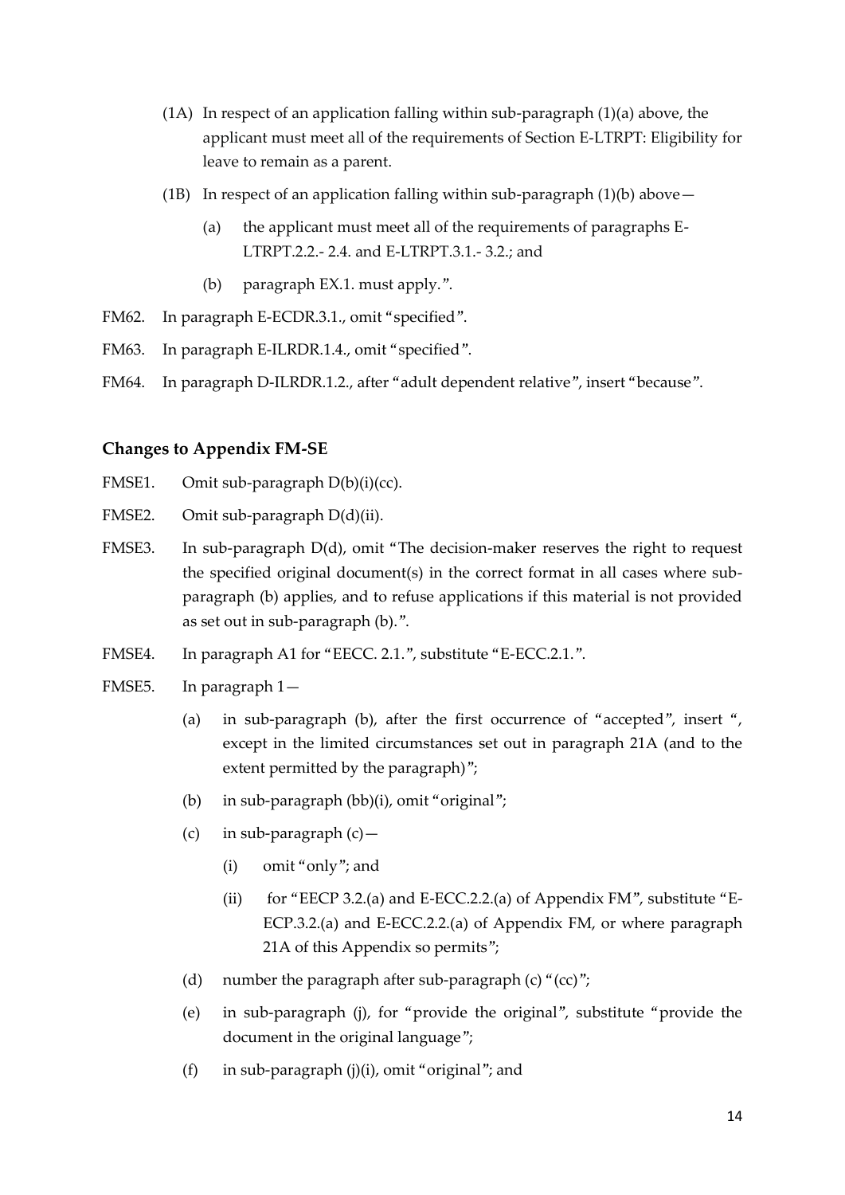(1A) In respect of an application falling within sub-paragraph (1)(a) above, the applicant must meet all of the requirements of Section E-LTRPT: Eligibility for leave to remain as a parent.

(1B) In respect of an application falling within sub-paragraph (1)(b) above—

(a) the applicant must meet all of the requirements of paragraphs E-LTRPT.2.2.- 2.4. and E-LTRPT.3.1.- 3.2.; and

(b) paragraph EX.1. must apply.".

FM62. In paragraph E-ECDR.3.1., omit "specified".

FM63. In paragraph E-ILRDR.1.4., omit "specified".

FM64. In paragraph D-ILRDR.1.2., after "adult dependent relative", insert "because".

**Changes to Appendix FM-SE**

FMSE1. Omit sub-paragraph D(b)(i)(cc).

FMSE2. Omit sub-paragraph D(d)(ii).

FMSE3. In sub-paragraph D(d), omit "The decision-maker reserves the right to request the specified original document(s) in the correct format in all cases where sub-paragraph (b) applies, and to refuse applications if this material is not provided as set out in sub-paragraph (b).".

FMSE4. In paragraph A1 for "EECC. 2.1.", substitute "E-ECC.2.1.".

FMSE5. In paragraph 1—

(a) in sub-paragraph (b), after the first occurrence of "accepted", insert ", except in the limited circumstances set out in paragraph 21A (and to the extent permitted by the paragraph)";

(b) in sub-paragraph (bb)(i), omit "original";

(c) in sub-paragraph (c)—

(i) omit "only"; and

(ii) for "EECP 3.2.(a) and E-ECC.2.2.(a) of Appendix FM", substitute "E-ECP.3.2.(a) and E-ECC.2.2.(a) of Appendix FM, or where paragraph 21A of this Appendix so permits";

(d) number the paragraph after sub-paragraph (c) "(cc)";

(e) in sub-paragraph (j), for "provide the original", substitute "provide the document in the original language";

(f) in sub-paragraph (j)(i), omit "original"; and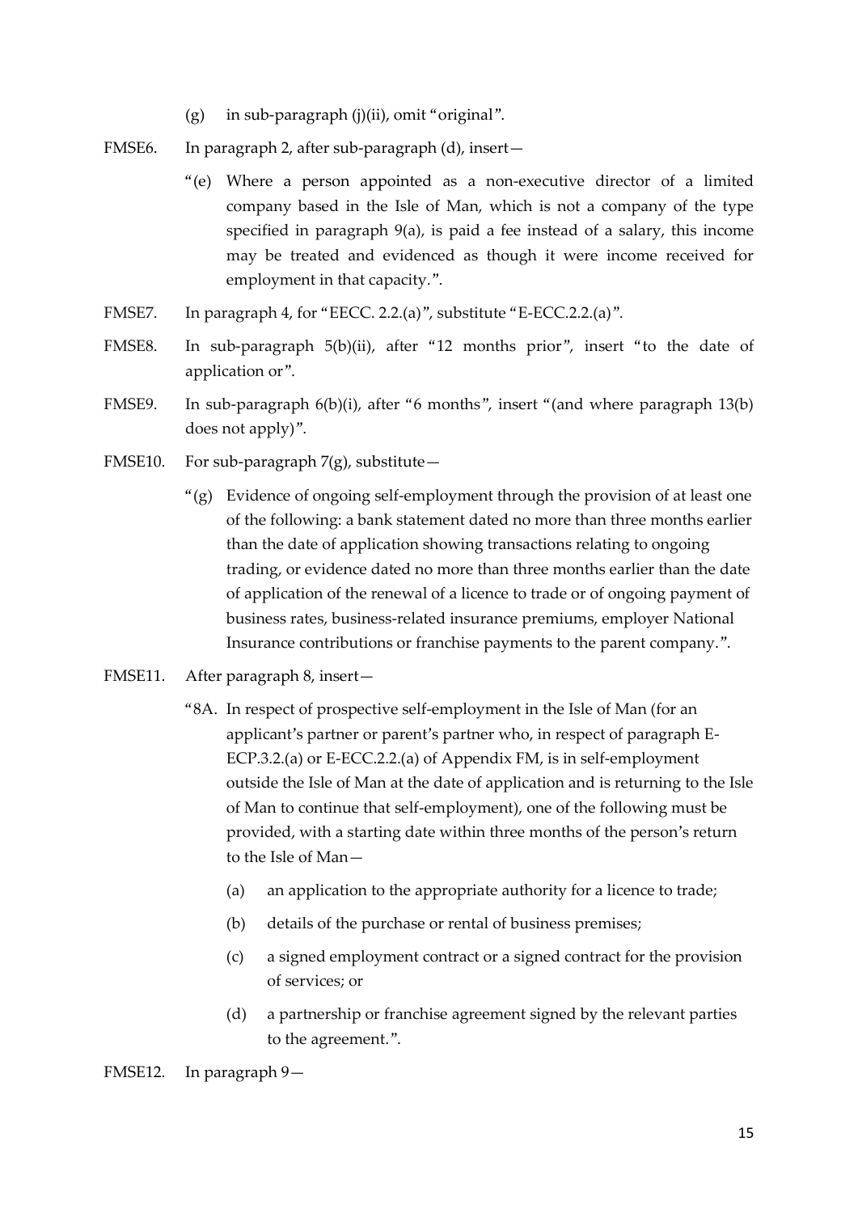(g) in sub-paragraph (j)(ii), omit "original".

FMSE6. In paragraph 2, after sub-paragraph (d), insert—

> "(e) Where a person appointed as a non-executive director of a limited company based in the Isle of Man, which is not a company of the type specified in paragraph 9(a), is paid a fee instead of a salary, this income may be treated and evidenced as though it were income received for employment in that capacity.".

FMSE7. In paragraph 4, for "EECC. 2.2.(a)", substitute "E-ECC.2.2.(a)".

FMSE8. In sub-paragraph 5(b)(ii), after "12 months prior", insert "to the date of application or".

FMSE9. In sub-paragraph 6(b)(i), after "6 months", insert "(and where paragraph 13(b) does not apply)".

FMSE10. For sub-paragraph 7(g), substitute—

> "(g) Evidence of ongoing self-employment through the provision of at least one of the following: a bank statement dated no more than three months earlier than the date of application showing transactions relating to ongoing trading, or evidence dated no more than three months earlier than the date of application of the renewal of a licence to trade or of ongoing payment of business rates, business-related insurance premiums, employer National Insurance contributions or franchise payments to the parent company.".

FMSE11. After paragraph 8, insert—

> "8A. In respect of prospective self-employment in the Isle of Man (for an applicant's partner or parent's partner who, in respect of paragraph E-ECP.3.2.(a) or E-ECC.2.2.(a) of Appendix FM, is in self-employment outside the Isle of Man at the date of application and is returning to the Isle of Man to continue that self-employment), one of the following must be provided, with a starting date within three months of the person's return to the Isle of Man—
>
> (a) an application to the appropriate authority for a licence to trade;
>
> (b) details of the purchase or rental of business premises;
>
> (c) a signed employment contract or a signed contract for the provision of services; or
>
> (d) a partnership or franchise agreement signed by the relevant parties to the agreement.".

FMSE12. In paragraph 9—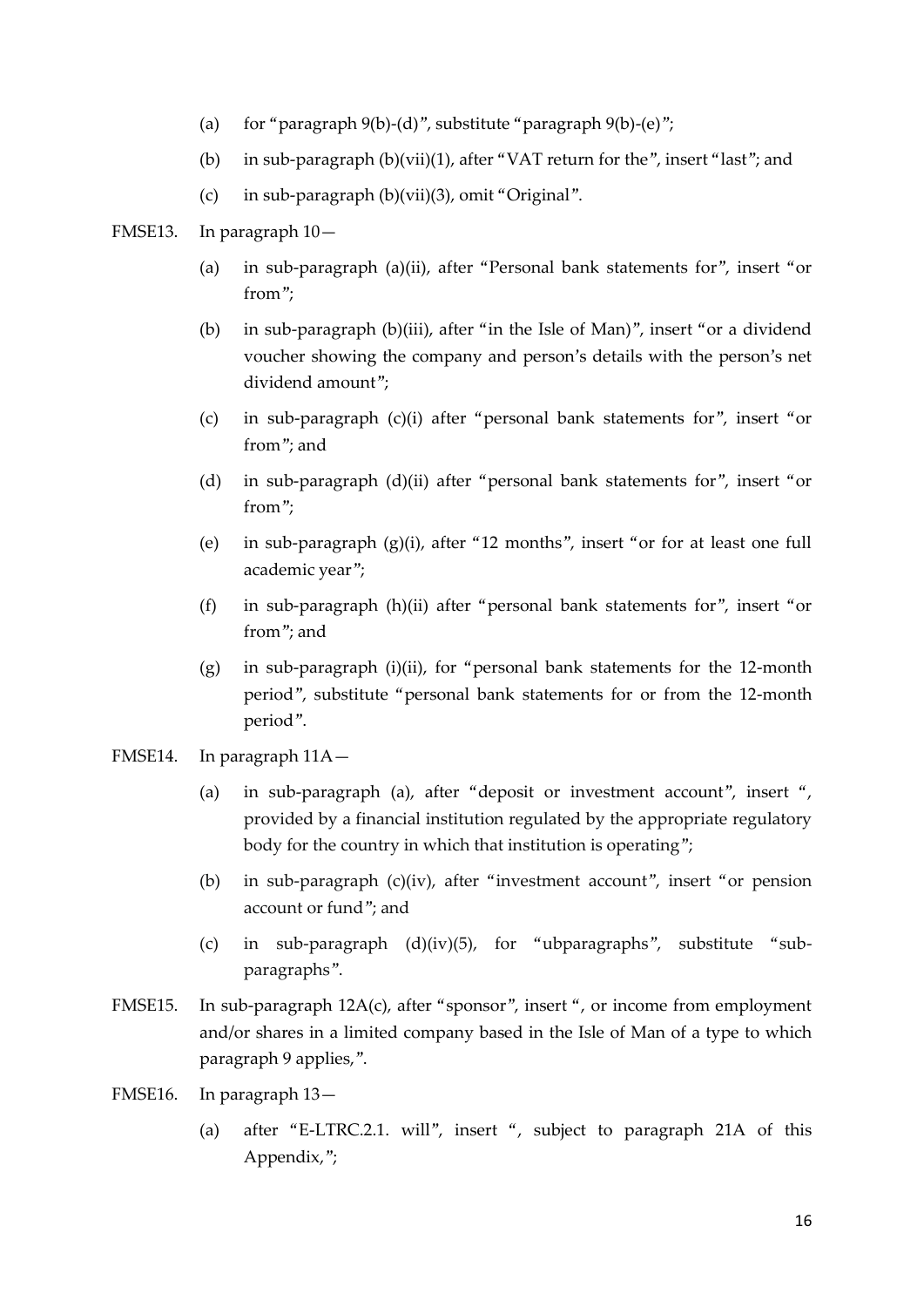(a) for "paragraph 9(b)-(d)", substitute "paragraph 9(b)-(e)";

(b) in sub-paragraph (b)(vii)(1), after "VAT return for the", insert "last"; and

(c) in sub-paragraph (b)(vii)(3), omit "Original".

FMSE13. In paragraph 10—

(a) in sub-paragraph (a)(ii), after "Personal bank statements for", insert "or from";

(b) in sub-paragraph (b)(iii), after "in the Isle of Man)", insert "or a dividend voucher showing the company and person's details with the person's net dividend amount";

(c) in sub-paragraph (c)(i) after "personal bank statements for", insert "or from"; and

(d) in sub-paragraph (d)(ii) after "personal bank statements for", insert "or from";

(e) in sub-paragraph (g)(i), after "12 months", insert "or for at least one full academic year";

(f) in sub-paragraph (h)(ii) after "personal bank statements for", insert "or from"; and

(g) in sub-paragraph (i)(ii), for "personal bank statements for the 12-month period", substitute "personal bank statements for or from the 12-month period".

FMSE14. In paragraph 11A—

(a) in sub-paragraph (a), after "deposit or investment account", insert ", provided by a financial institution regulated by the appropriate regulatory body for the country in which that institution is operating";

(b) in sub-paragraph (c)(iv), after "investment account", insert "or pension account or fund"; and

(c) in sub-paragraph (d)(iv)(5), for "ubparagraphs", substitute "sub-paragraphs".

FMSE15. In sub-paragraph 12A(c), after "sponsor", insert ", or income from employment and/or shares in a limited company based in the Isle of Man of a type to which paragraph 9 applies,".

FMSE16. In paragraph 13—

(a) after "E-LTRC.2.1. will", insert ", subject to paragraph 21A of this Appendix,";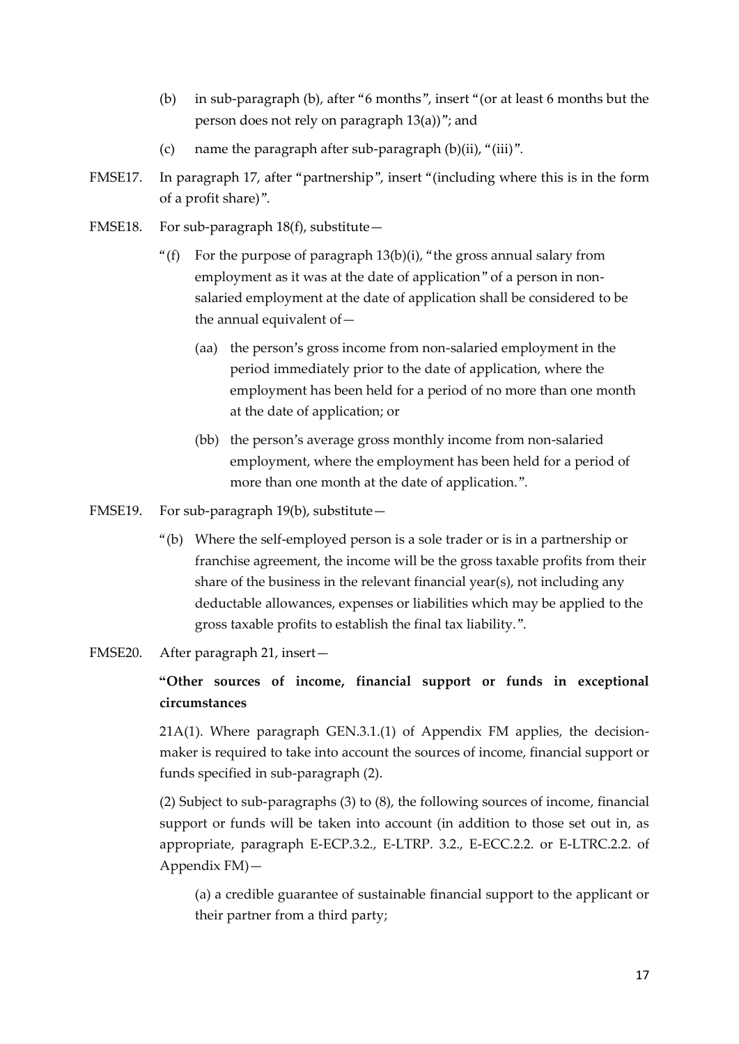(b) in sub-paragraph (b), after "6 months", insert "(or at least 6 months but the person does not rely on paragraph 13(a))"; and

(c) name the paragraph after sub-paragraph (b)(ii), "(iii)".

FMSE17. In paragraph 17, after "partnership", insert "(including where this is in the form of a profit share)".

FMSE18. For sub-paragraph 18(f), substitute—

"(f) For the purpose of paragraph 13(b)(i), "the gross annual salary from employment as it was at the date of application" of a person in non-salaried employment at the date of application shall be considered to be the annual equivalent of—

(aa) the person's gross income from non-salaried employment in the period immediately prior to the date of application, where the employment has been held for a period of no more than one month at the date of application; or

(bb) the person's average gross monthly income from non-salaried employment, where the employment has been held for a period of more than one month at the date of application.".

FMSE19. For sub-paragraph 19(b), substitute—

"(b) Where the self-employed person is a sole trader or is in a partnership or franchise agreement, the income will be the gross taxable profits from their share of the business in the relevant financial year(s), not including any deductable allowances, expenses or liabilities which may be applied to the gross taxable profits to establish the final tax liability.".

FMSE20. After paragraph 21, insert—

**"Other sources of income, financial support or funds in exceptional circumstances**

21A(1). Where paragraph GEN.3.1.(1) of Appendix FM applies, the decision-maker is required to take into account the sources of income, financial support or funds specified in sub-paragraph (2).

(2) Subject to sub-paragraphs (3) to (8), the following sources of income, financial support or funds will be taken into account (in addition to those set out in, as appropriate, paragraph E-ECP.3.2., E-LTRP. 3.2., E-ECC.2.2. or E-LTRC.2.2. of Appendix FM)—

(a) a credible guarantee of sustainable financial support to the applicant or their partner from a third party;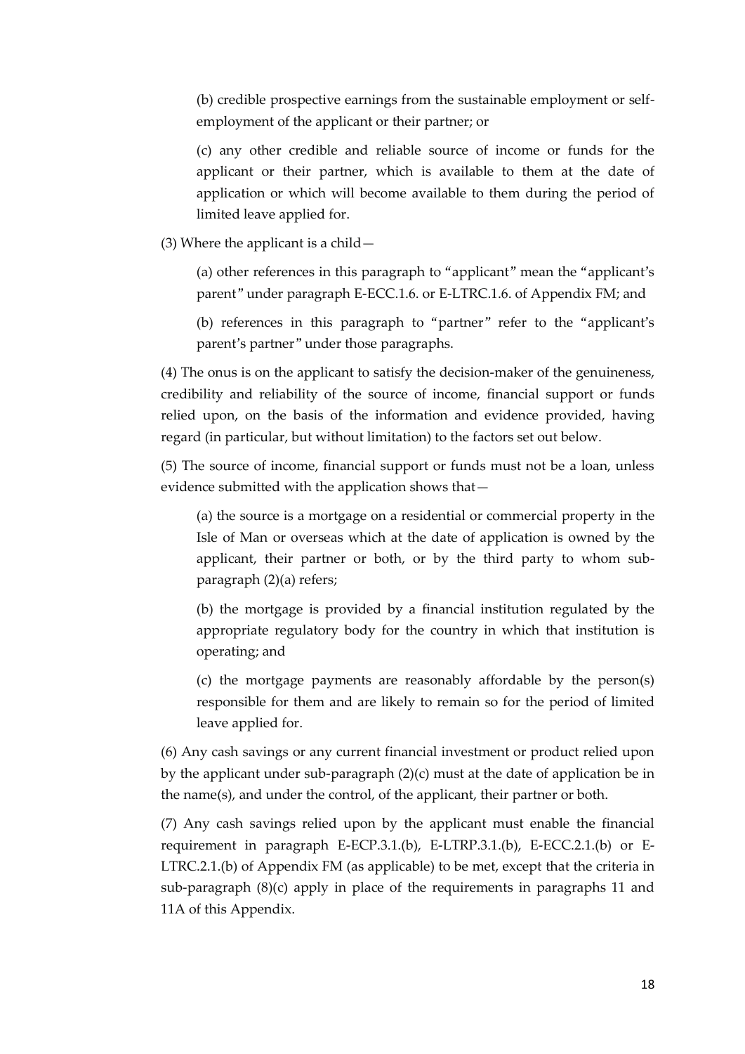(b) credible prospective earnings from the sustainable employment or self-employment of the applicant or their partner; or

(c) any other credible and reliable source of income or funds for the applicant or their partner, which is available to them at the date of application or which will become available to them during the period of limited leave applied for.

(3) Where the applicant is a child—

(a) other references in this paragraph to "applicant" mean the "applicant's parent" under paragraph E-ECC.1.6. or E-LTRC.1.6. of Appendix FM; and

(b) references in this paragraph to "partner" refer to the "applicant's parent's partner" under those paragraphs.

(4) The onus is on the applicant to satisfy the decision-maker of the genuineness, credibility and reliability of the source of income, financial support or funds relied upon, on the basis of the information and evidence provided, having regard (in particular, but without limitation) to the factors set out below.

(5) The source of income, financial support or funds must not be a loan, unless evidence submitted with the application shows that—

(a) the source is a mortgage on a residential or commercial property in the Isle of Man or overseas which at the date of application is owned by the applicant, their partner or both, or by the third party to whom sub-paragraph (2)(a) refers;

(b) the mortgage is provided by a financial institution regulated by the appropriate regulatory body for the country in which that institution is operating; and

(c) the mortgage payments are reasonably affordable by the person(s) responsible for them and are likely to remain so for the period of limited leave applied for.

(6) Any cash savings or any current financial investment or product relied upon by the applicant under sub-paragraph (2)(c) must at the date of application be in the name(s), and under the control, of the applicant, their partner or both.

(7) Any cash savings relied upon by the applicant must enable the financial requirement in paragraph E-ECP.3.1.(b), E-LTRP.3.1.(b), E-ECC.2.1.(b) or E-LTRC.2.1.(b) of Appendix FM (as applicable) to be met, except that the criteria in sub-paragraph (8)(c) apply in place of the requirements in paragraphs 11 and 11A of this Appendix.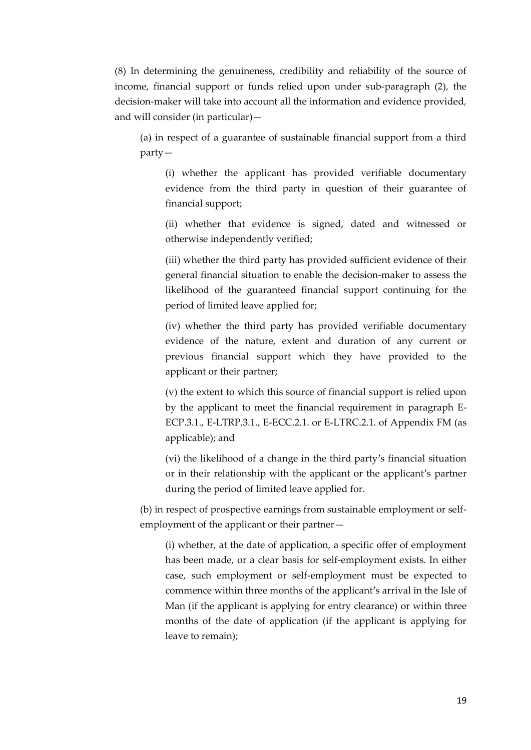(8) In determining the genuineness, credibility and reliability of the source of income, financial support or funds relied upon under sub-paragraph (2), the decision-maker will take into account all the information and evidence provided, and will consider (in particular)—

(a) in respect of a guarantee of sustainable financial support from a third party—

(i) whether the applicant has provided verifiable documentary evidence from the third party in question of their guarantee of financial support;

(ii) whether that evidence is signed, dated and witnessed or otherwise independently verified;

(iii) whether the third party has provided sufficient evidence of their general financial situation to enable the decision-maker to assess the likelihood of the guaranteed financial support continuing for the period of limited leave applied for;

(iv) whether the third party has provided verifiable documentary evidence of the nature, extent and duration of any current or previous financial support which they have provided to the applicant or their partner;

(v) the extent to which this source of financial support is relied upon by the applicant to meet the financial requirement in paragraph E-ECP.3.1., E-LTRP.3.1., E-ECC.2.1. or E-LTRC.2.1. of Appendix FM (as applicable); and

(vi) the likelihood of a change in the third party's financial situation or in their relationship with the applicant or the applicant's partner during the period of limited leave applied for.

(b) in respect of prospective earnings from sustainable employment or self-employment of the applicant or their partner—

(i) whether, at the date of application, a specific offer of employment has been made, or a clear basis for self-employment exists. In either case, such employment or self-employment must be expected to commence within three months of the applicant's arrival in the Isle of Man (if the applicant is applying for entry clearance) or within three months of the date of application (if the applicant is applying for leave to remain);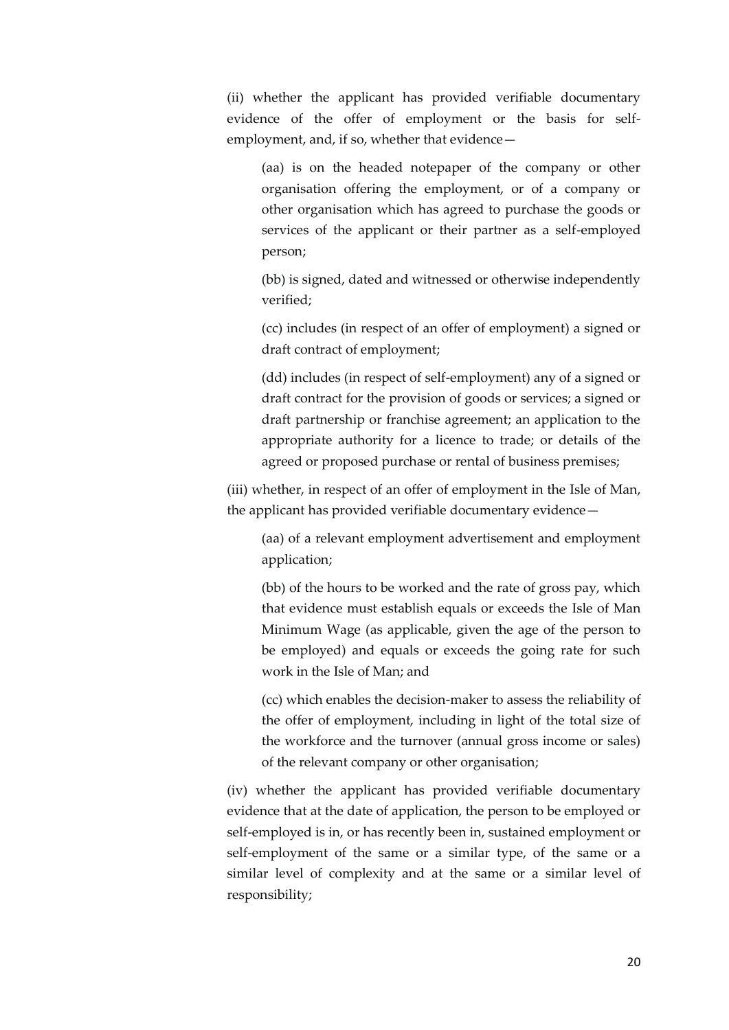(ii) whether the applicant has provided verifiable documentary evidence of the offer of employment or the basis for self-employment, and, if so, whether that evidence—

(aa) is on the headed notepaper of the company or other organisation offering the employment, or of a company or other organisation which has agreed to purchase the goods or services of the applicant or their partner as a self-employed person;

(bb) is signed, dated and witnessed or otherwise independently verified;

(cc) includes (in respect of an offer of employment) a signed or draft contract of employment;

(dd) includes (in respect of self-employment) any of a signed or draft contract for the provision of goods or services; a signed or draft partnership or franchise agreement; an application to the appropriate authority for a licence to trade; or details of the agreed or proposed purchase or rental of business premises;

(iii) whether, in respect of an offer of employment in the Isle of Man, the applicant has provided verifiable documentary evidence—

(aa) of a relevant employment advertisement and employment application;

(bb) of the hours to be worked and the rate of gross pay, which that evidence must establish equals or exceeds the Isle of Man Minimum Wage (as applicable, given the age of the person to be employed) and equals or exceeds the going rate for such work in the Isle of Man; and

(cc) which enables the decision-maker to assess the reliability of the offer of employment, including in light of the total size of the workforce and the turnover (annual gross income or sales) of the relevant company or other organisation;

(iv) whether the applicant has provided verifiable documentary evidence that at the date of application, the person to be employed or self-employed is in, or has recently been in, sustained employment or self-employment of the same or a similar type, of the same or a similar level of complexity and at the same or a similar level of responsibility;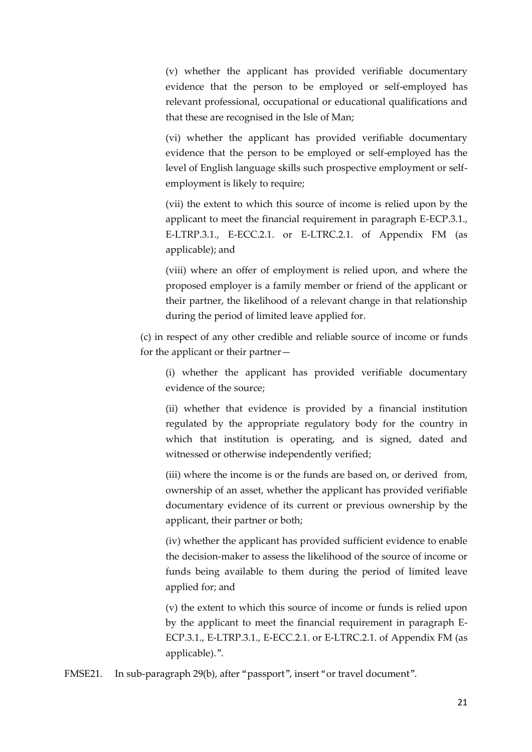(v) whether the applicant has provided verifiable documentary evidence that the person to be employed or self-employed has relevant professional, occupational or educational qualifications and that these are recognised in the Isle of Man;

(vi) whether the applicant has provided verifiable documentary evidence that the person to be employed or self-employed has the level of English language skills such prospective employment or self-employment is likely to require;

(vii) the extent to which this source of income is relied upon by the applicant to meet the financial requirement in paragraph E-ECP.3.1., E-LTRP.3.1., E-ECC.2.1. or E-LTRC.2.1. of Appendix FM (as applicable); and

(viii) where an offer of employment is relied upon, and where the proposed employer is a family member or friend of the applicant or their partner, the likelihood of a relevant change in that relationship during the period of limited leave applied for.

(c) in respect of any other credible and reliable source of income or funds for the applicant or their partner—

(i) whether the applicant has provided verifiable documentary evidence of the source;

(ii) whether that evidence is provided by a financial institution regulated by the appropriate regulatory body for the country in which that institution is operating, and is signed, dated and witnessed or otherwise independently verified;

(iii) where the income is or the funds are based on, or derived from, ownership of an asset, whether the applicant has provided verifiable documentary evidence of its current or previous ownership by the applicant, their partner or both;

(iv) whether the applicant has provided sufficient evidence to enable the decision-maker to assess the likelihood of the source of income or funds being available to them during the period of limited leave applied for; and

(v) the extent to which this source of income or funds is relied upon by the applicant to meet the financial requirement in paragraph E-ECP.3.1., E-LTRP.3.1., E-ECC.2.1. or E-LTRC.2.1. of Appendix FM (as applicable).".

FMSE21. In sub-paragraph 29(b), after "passport", insert "or travel document".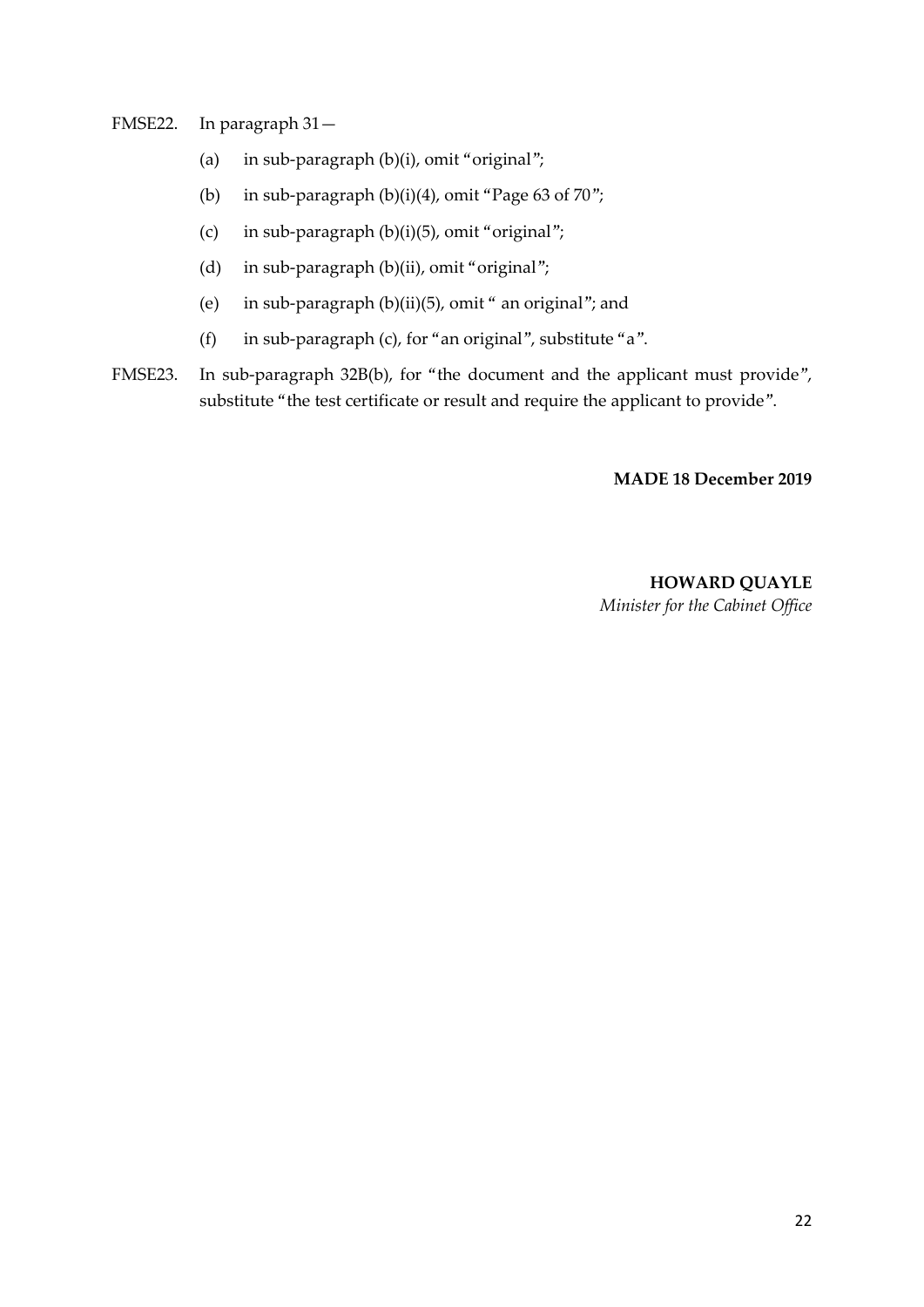FMSE22. In paragraph 31—

(a) in sub-paragraph (b)(i), omit "original";

(b) in sub-paragraph (b)(i)(4), omit "Page 63 of 70";

(c) in sub-paragraph (b)(i)(5), omit "original";

(d) in sub-paragraph (b)(ii), omit "original";

(e) in sub-paragraph (b)(ii)(5), omit " an original"; and

(f) in sub-paragraph (c), for "an original", substitute "a".

FMSE23. In sub-paragraph 32B(b), for "the document and the applicant must provide", substitute "the test certificate or result and require the applicant to provide".

**MADE 18 December 2019**

**HOWARD QUAYLE**
*Minister for the Cabinet Office*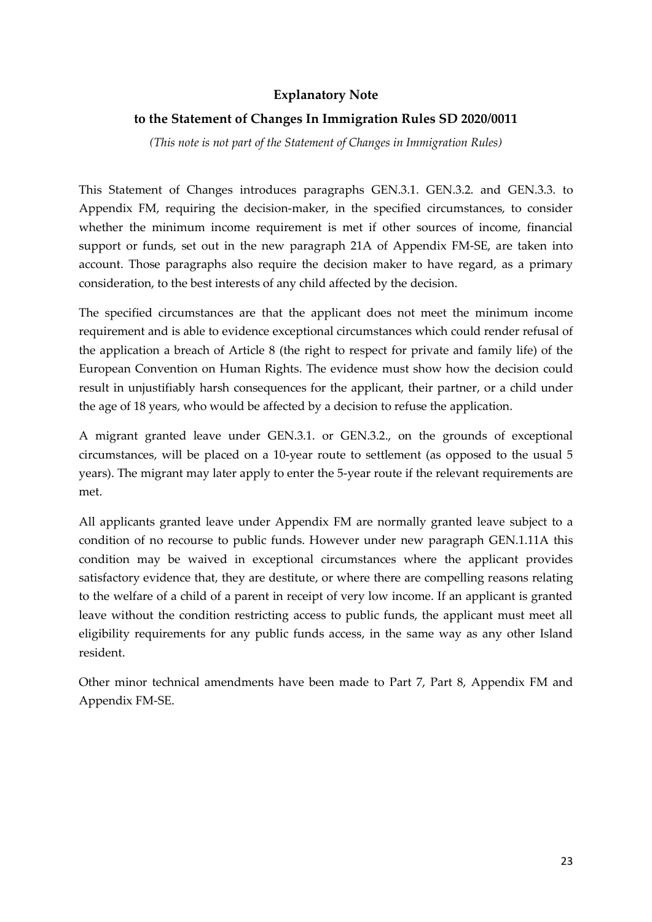## Explanatory Note

### to the Statement of Changes In Immigration Rules SD 2020/0011

*(This note is not part of the Statement of Changes in Immigration Rules)*

This Statement of Changes introduces paragraphs GEN.3.1. GEN.3.2. and GEN.3.3. to Appendix FM, requiring the decision-maker, in the specified circumstances, to consider whether the minimum income requirement is met if other sources of income, financial support or funds, set out in the new paragraph 21A of Appendix FM-SE, are taken into account. Those paragraphs also require the decision maker to have regard, as a primary consideration, to the best interests of any child affected by the decision.

The specified circumstances are that the applicant does not meet the minimum income requirement and is able to evidence exceptional circumstances which could render refusal of the application a breach of Article 8 (the right to respect for private and family life) of the European Convention on Human Rights. The evidence must show how the decision could result in unjustifiably harsh consequences for the applicant, their partner, or a child under the age of 18 years, who would be affected by a decision to refuse the application.

A migrant granted leave under GEN.3.1. or GEN.3.2., on the grounds of exceptional circumstances, will be placed on a 10-year route to settlement (as opposed to the usual 5 years). The migrant may later apply to enter the 5-year route if the relevant requirements are met.

All applicants granted leave under Appendix FM are normally granted leave subject to a condition of no recourse to public funds. However under new paragraph GEN.1.11A this condition may be waived in exceptional circumstances where the applicant provides satisfactory evidence that, they are destitute, or where there are compelling reasons relating to the welfare of a child of a parent in receipt of very low income. If an applicant is granted leave without the condition restricting access to public funds, the applicant must meet all eligibility requirements for any public funds access, in the same way as any other Island resident.

Other minor technical amendments have been made to Part 7, Part 8, Appendix FM and Appendix FM-SE.